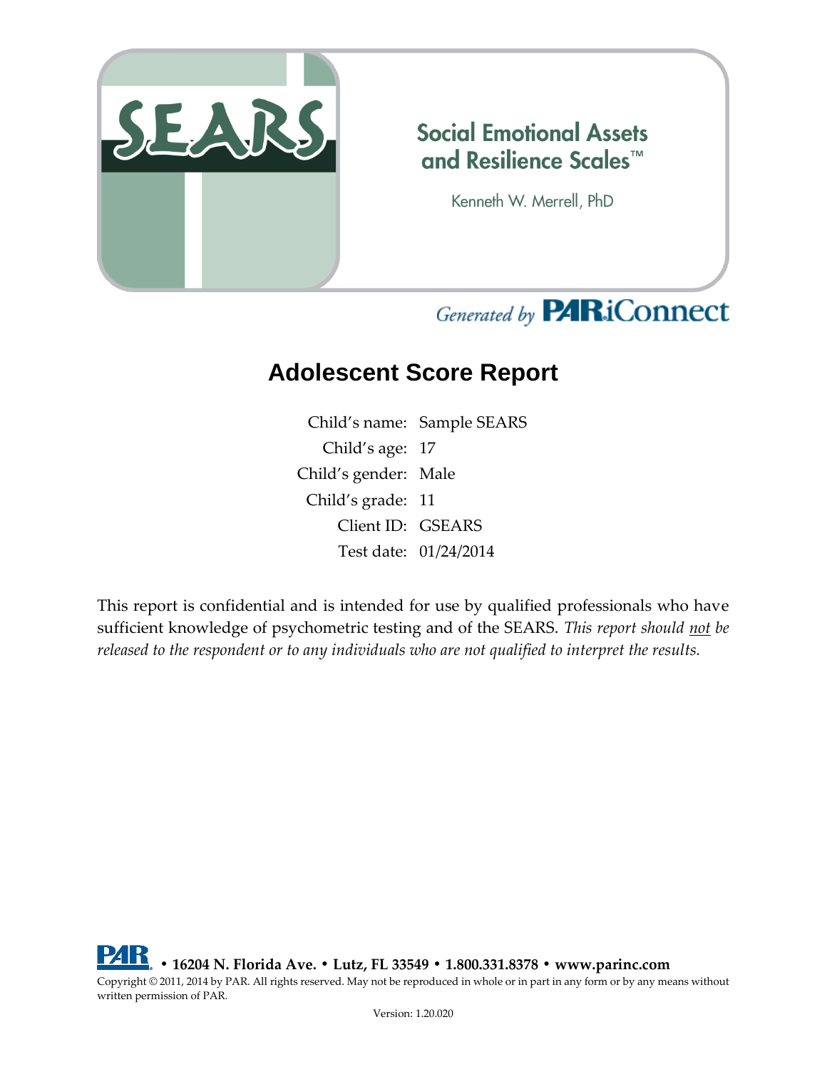# SEARS

## Social Emotional Assets and Resilience Scales™

Kenneth W. Merrell, PhD

*Generated by* **PAR iConnect**

# Adolescent Score Report

| | |
|---|---|
| Child's name: | Sample SEARS |
| Child's age: | 17 |
| Child's gender: | Male |
| Child's grade: | 11 |
| Client ID: | GSEARS |
| Test date: | 01/24/2014 |

This report is confidential and is intended for use by qualified professionals who have sufficient knowledge of psychometric testing and of the SEARS. *This report should not be released to the respondent or to any individuals who are not qualified to interpret the results.*

**PAR • 16204 N. Florida Ave. • Lutz, FL 33549 • 1.800.331.8378 • www.parinc.com**

Copyright © 2011, 2014 by PAR. All rights reserved. May not be reproduced in whole or in part in any form or by any means without written permission of PAR.

Version: 1.20.020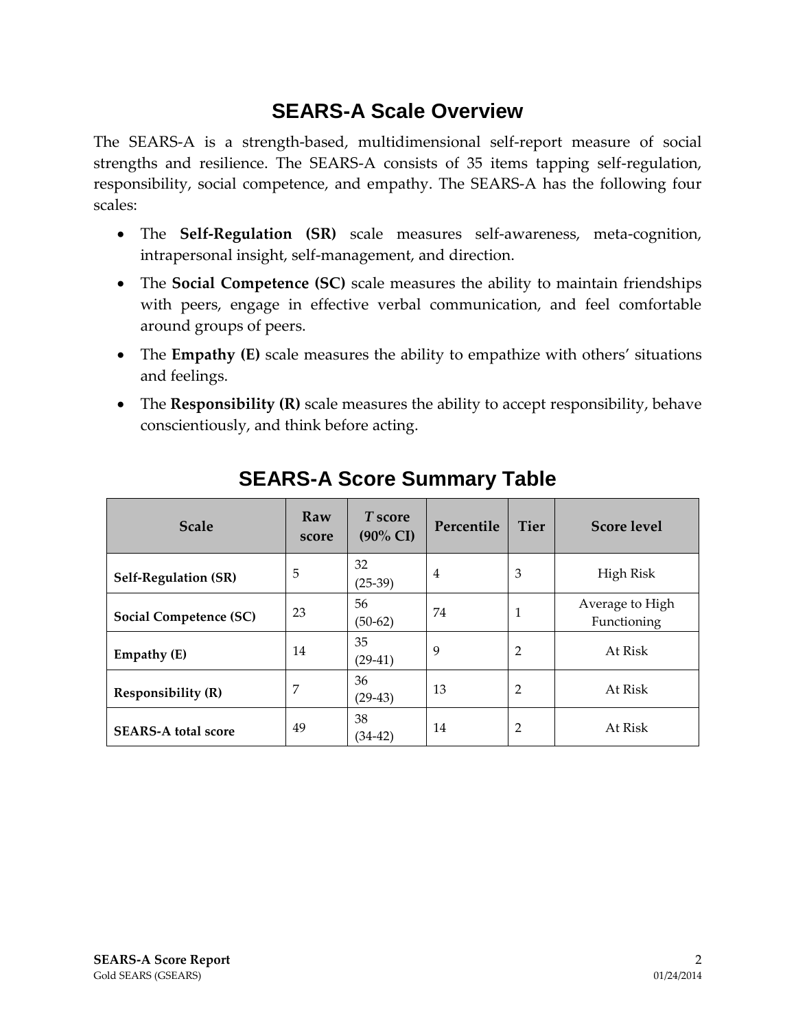## SEARS-A Scale Overview

The SEARS-A is a strength-based, multidimensional self-report measure of social strengths and resilience. The SEARS-A consists of 35 items tapping self-regulation, responsibility, social competence, and empathy. The SEARS-A has the following four scales:

- The **Self-Regulation (SR)** scale measures self-awareness, meta-cognition, intrapersonal insight, self-management, and direction.
- The **Social Competence (SC)** scale measures the ability to maintain friendships with peers, engage in effective verbal communication, and feel comfortable around groups of peers.
- The **Empathy (E)** scale measures the ability to empathize with others' situations and feelings.
- The **Responsibility (R)** scale measures the ability to accept responsibility, behave conscientiously, and think before acting.

## SEARS-A Score Summary Table

| Scale | Raw score | *T* score (90% CI) | Percentile | Tier | Score level |
|---|---|---|---|---|---|
| **Self-Regulation (SR)** | 5 | 32 (25-39) | 4 | 3 | High Risk |
| **Social Competence (SC)** | 23 | 56 (50-62) | 74 | 1 | Average to High Functioning |
| **Empathy (E)** | 14 | 35 (29-41) | 9 | 2 | At Risk |
| **Responsibility (R)** | 7 | 36 (29-43) | 13 | 2 | At Risk |
| **SEARS-A total score** | 49 | 38 (34-42) | 14 | 2 | At Risk |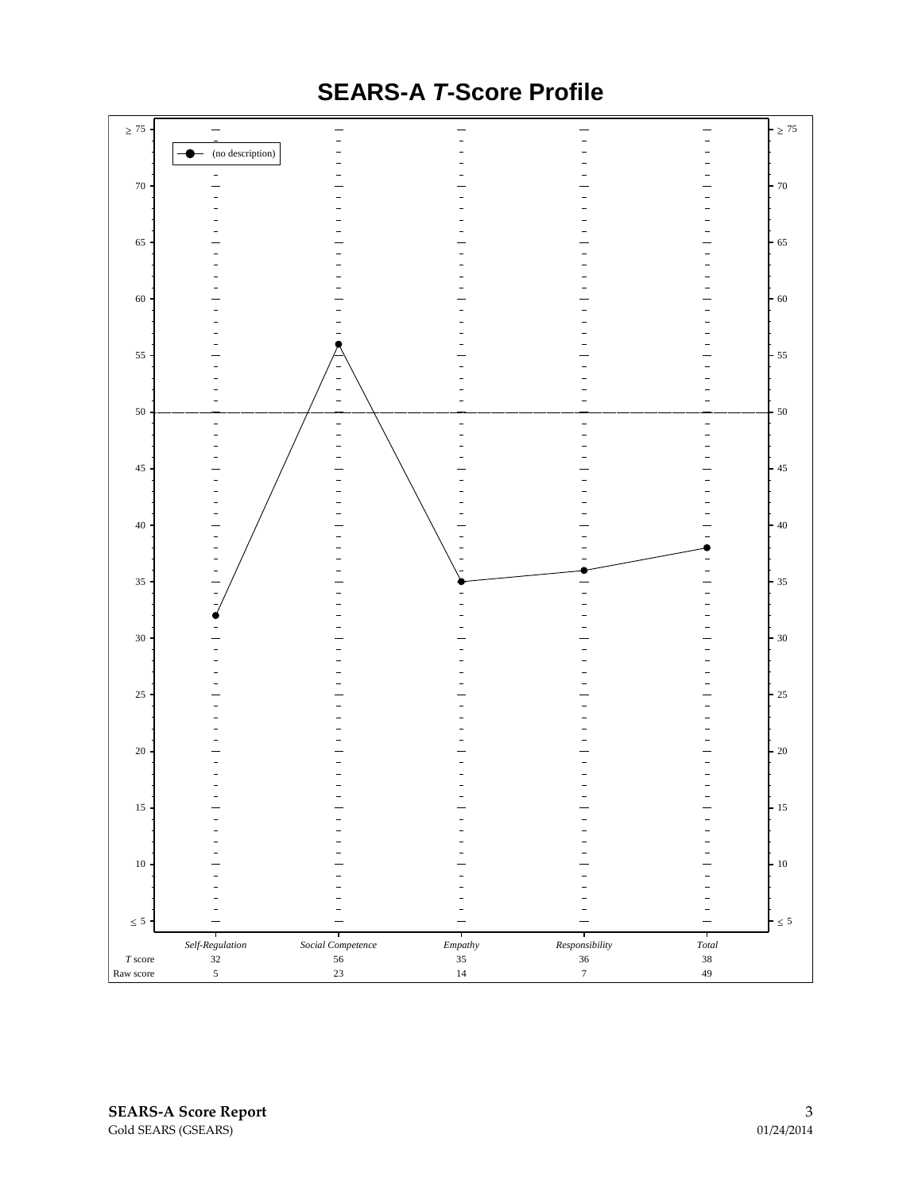# SEARS-A *T*-Score Profile

| | *Self-Regulation* | *Social Competence* | *Empathy* | *Responsibility* | *Total* |
|---|---|---|---|---|---|
| *T* score | 32 | 56 | 35 | 36 | 38 |
| Raw score | 5 | 23 | 14 | 7 | 49 |

(no description)

**SEARS-A Score Report**
Gold SEARS (GSEARS)
01/24/2014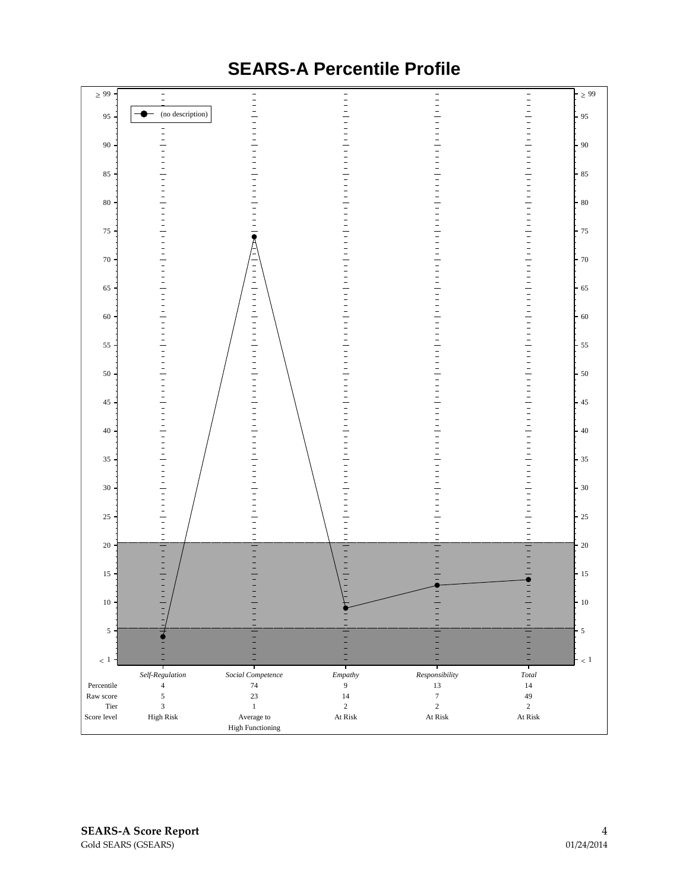# SEARS-A Percentile Profile

|  | *Self-Regulation* | *Social Competence* | *Empathy* | *Responsibility* | *Total* |
|---|---|---|---|---|---|
| Percentile | 4 | 74 | 9 | 13 | 14 |
| Raw score | 5 | 23 | 14 | 7 | 49 |
| Tier | 3 | 1 | 2 | 2 | 2 |
| Score level | High Risk | Average to High Functioning | At Risk | At Risk | At Risk |

**SEARS-A Score Report**
Gold SEARS (GSEARS) 01/24/2014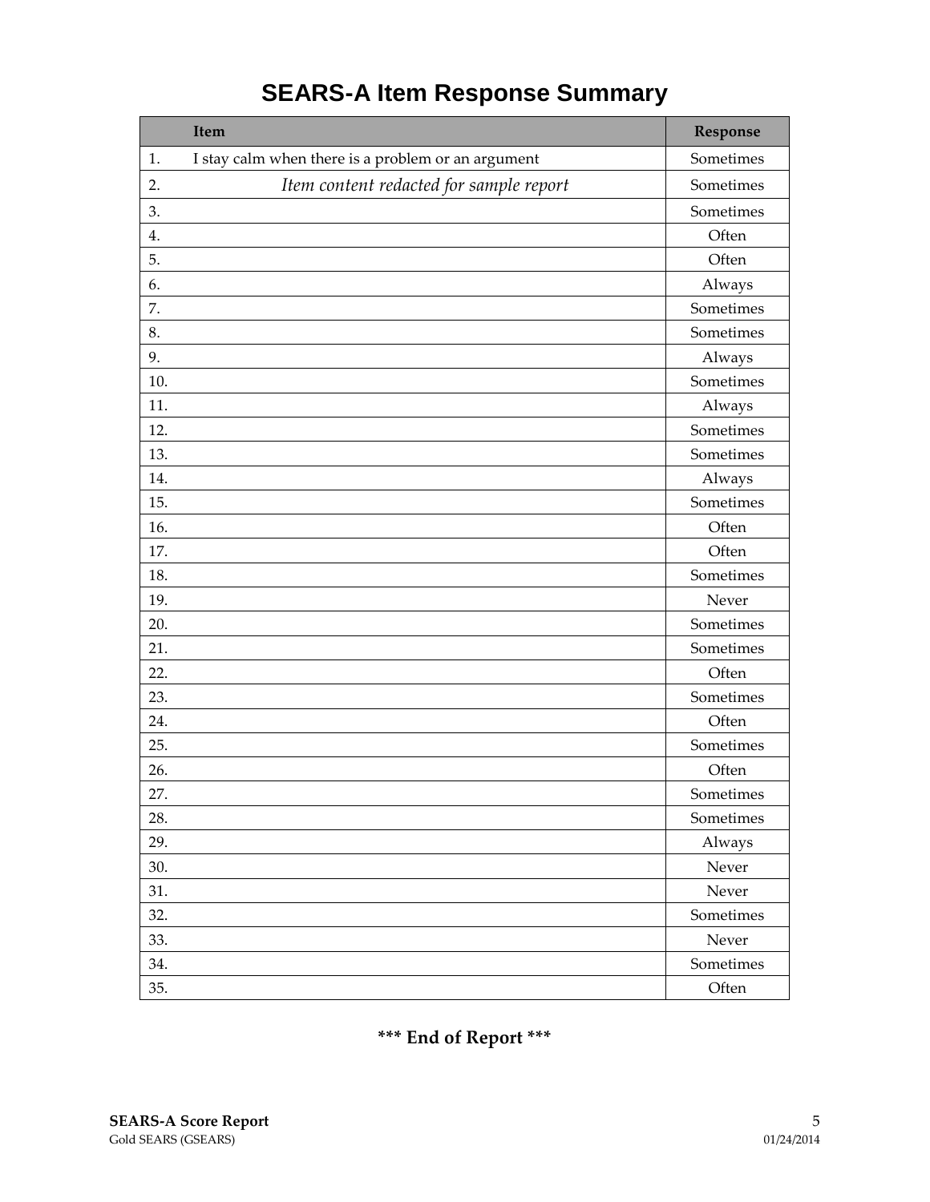# SEARS-A Item Response Summary

| Item | Response |
|---|---|
| 1. I stay calm when there is a problem or an argument | Sometimes |
| 2. *Item content redacted for sample report* | Sometimes |
| 3. | Sometimes |
| 4. | Often |
| 5. | Often |
| 6. | Always |
| 7. | Sometimes |
| 8. | Sometimes |
| 9. | Always |
| 10. | Sometimes |
| 11. | Always |
| 12. | Sometimes |
| 13. | Sometimes |
| 14. | Always |
| 15. | Sometimes |
| 16. | Often |
| 17. | Often |
| 18. | Sometimes |
| 19. | Never |
| 20. | Sometimes |
| 21. | Sometimes |
| 22. | Often |
| 23. | Sometimes |
| 24. | Often |
| 25. | Sometimes |
| 26. | Often |
| 27. | Sometimes |
| 28. | Sometimes |
| 29. | Always |
| 30. | Never |
| 31. | Never |
| 32. | Sometimes |
| 33. | Never |
| 34. | Sometimes |
| 35. | Often |

**\*\*\* End of Report \*\*\***